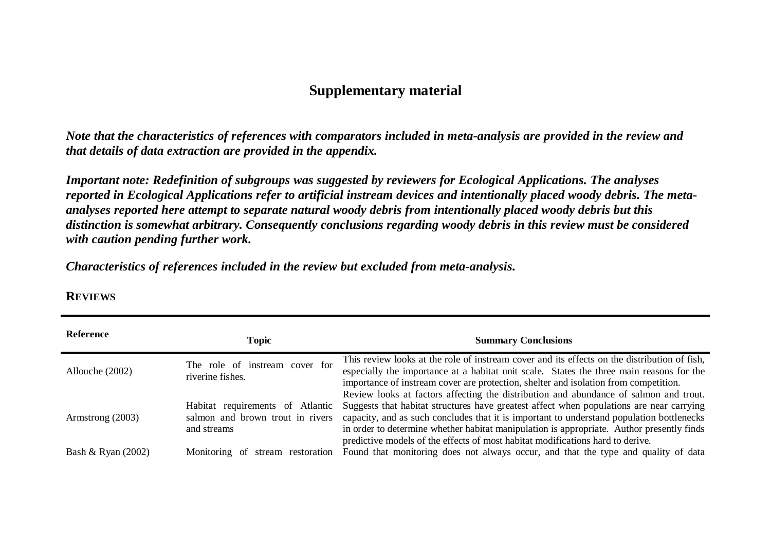# Supplementary material

***Note that the characteristics of references with comparators included in meta-analysis are provided in the review and that details of data extraction are provided in the appendix.***

***Important note: Redefinition of subgroups was suggested by reviewers for Ecological Applications. The analyses reported in Ecological Applications refer to artificial instream devices and intentionally placed woody debris. The meta-analyses reported here attempt to separate natural woody debris from intentionally placed woody debris but this distinction is somewhat arbitrary. Consequently conclusions regarding woody debris in this review must be considered with caution pending further work.***

***Characteristics of references included in the review but excluded from meta-analysis.***

## REVIEWS

| Reference | Topic | Summary Conclusions |
|---|---|---|
| Allouche (2002) | The role of instream cover for riverine fishes. | This review looks at the role of instream cover and its effects on the distribution of fish, especially the importance at a habitat unit scale. States the three main reasons for the importance of instream cover are protection, shelter and isolation from competition. |
| Armstrong (2003) | Habitat requirements of Atlantic salmon and brown trout in rivers and streams | Review looks at factors affecting the distribution and abundance of salmon and trout. Suggests that habitat structures have greatest affect when populations are near carrying capacity, and as such concludes that it is important to understand population bottlenecks in order to determine whether habitat manipulation is appropriate. Author presently finds predictive models of the effects of most habitat modifications hard to derive. |
| Bash & Ryan (2002) | Monitoring of stream restoration | Found that monitoring does not always occur, and that the type and quality of data |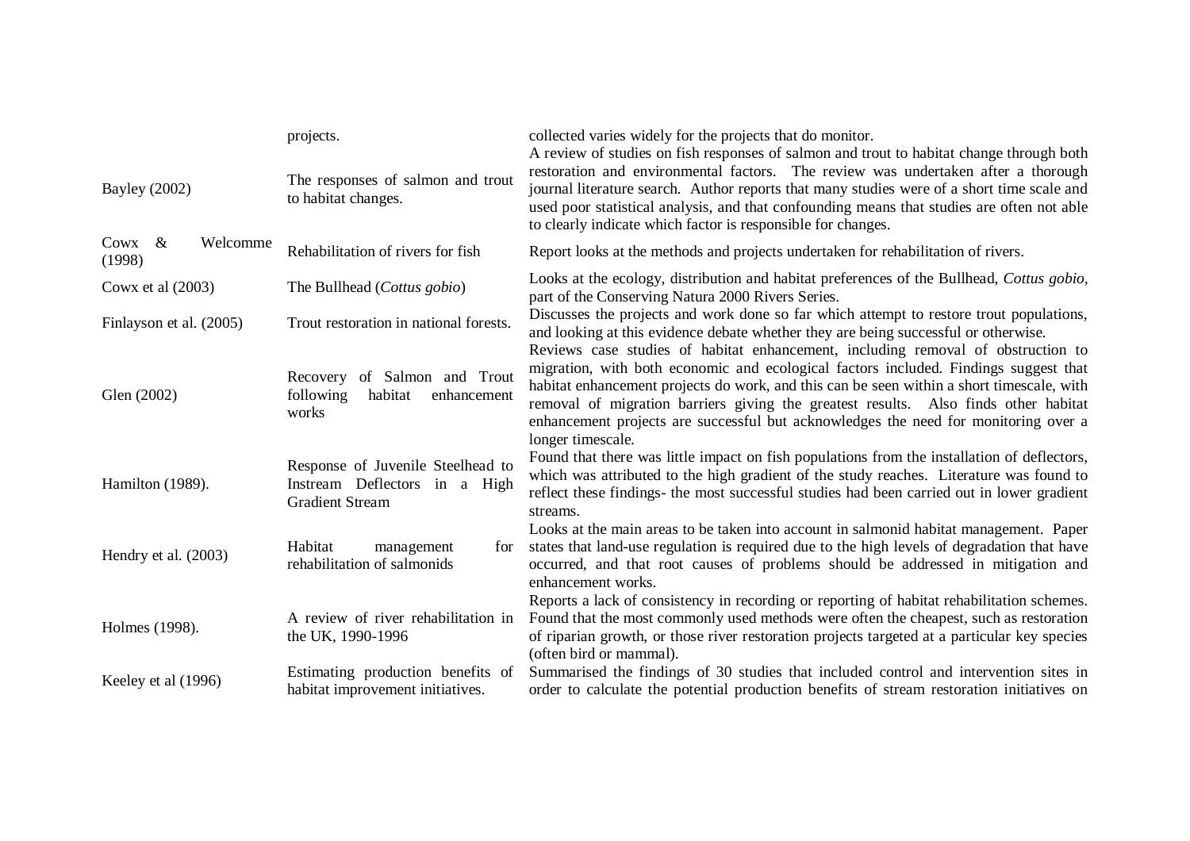| | | |
|---|---|---|
| | projects. | collected varies widely for the projects that do monitor. |
| Bayley (2002) | The responses of salmon and trout to habitat changes. | A review of studies on fish responses of salmon and trout to habitat change through both restoration and environmental factors. The review was undertaken after a thorough journal literature search. Author reports that many studies were of a short time scale and used poor statistical analysis, and that confounding means that studies are often not able to clearly indicate which factor is responsible for changes. |
| Cowx & Welcomme (1998) | Rehabilitation of rivers for fish | Report looks at the methods and projects undertaken for rehabilitation of rivers. |
| Cowx et al (2003) | The Bullhead (*Cottus gobio*) | Looks at the ecology, distribution and habitat preferences of the Bullhead, *Cottus gobio*, part of the Conserving Natura 2000 Rivers Series. |
| Finlayson et al. (2005) | Trout restoration in national forests. | Discusses the projects and work done so far which attempt to restore trout populations, and looking at this evidence debate whether they are being successful or otherwise. |
| Glen (2002) | Recovery of Salmon and Trout following habitat enhancement works | Reviews case studies of habitat enhancement, including removal of obstruction to migration, with both economic and ecological factors included. Findings suggest that habitat enhancement projects do work, and this can be seen within a short timescale, with removal of migration barriers giving the greatest results. Also finds other habitat enhancement projects are successful but acknowledges the need for monitoring over a longer timescale. |
| Hamilton (1989). | Response of Juvenile Steelhead to Instream Deflectors in a High Gradient Stream | Found that there was little impact on fish populations from the installation of deflectors, which was attributed to the high gradient of the study reaches. Literature was found to reflect these findings- the most successful studies had been carried out in lower gradient streams. |
| Hendry et al. (2003) | Habitat management for rehabilitation of salmonids | Looks at the main areas to be taken into account in salmonid habitat management. Paper states that land-use regulation is required due to the high levels of degradation that have occurred, and that root causes of problems should be addressed in mitigation and enhancement works. |
| Holmes (1998). | A review of river rehabilitation in the UK, 1990-1996 | Reports a lack of consistency in recording or reporting of habitat rehabilitation schemes. Found that the most commonly used methods were often the cheapest, such as restoration of riparian growth, or those river restoration projects targeted at a particular key species (often bird or mammal). |
| Keeley et al (1996) | Estimating production benefits of habitat improvement initiatives. | Summarised the findings of 30 studies that included control and intervention sites in order to calculate the potential production benefits of stream restoration initiatives on |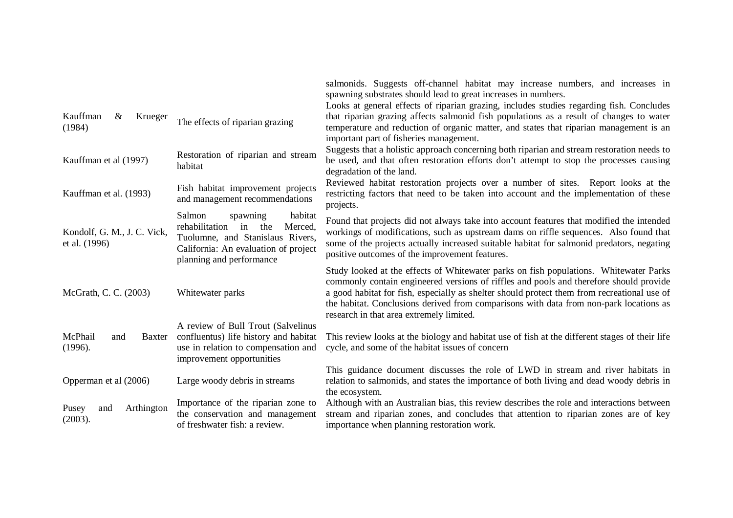| | | |
|---|---|---|
| | | salmonids. Suggests off-channel habitat may increase numbers, and increases in spawning substrates should lead to great increases in numbers. |
| Kauffman & Krueger (1984) | The effects of riparian grazing | Looks at general effects of riparian grazing, includes studies regarding fish. Concludes that riparian grazing affects salmonid fish populations as a result of changes to water temperature and reduction of organic matter, and states that riparian management is an important part of fisheries management. |
| Kauffman et al (1997) | Restoration of riparian and stream habitat | Suggests that a holistic approach concerning both riparian and stream restoration needs to be used, and that often restoration efforts don't attempt to stop the processes causing degradation of the land. |
| Kauffman et al. (1993) | Fish habitat improvement projects and management recommendations | Reviewed habitat restoration projects over a number of sites. Report looks at the restricting factors that need to be taken into account and the implementation of these projects. |
| Kondolf, G. M., J. C. Vick, et al. (1996) | Salmon spawning habitat rehabilitation in the Merced, Tuolumne, and Stanislaus Rivers, California: An evaluation of project planning and performance | Found that projects did not always take into account features that modified the intended workings of modifications, such as upstream dams on riffle sequences. Also found that some of the projects actually increased suitable habitat for salmonid predators, negating positive outcomes of the improvement features. |
| McGrath, C. C. (2003) | Whitewater parks | Study looked at the effects of Whitewater parks on fish populations. Whitewater Parks commonly contain engineered versions of riffles and pools and therefore should provide a good habitat for fish, especially as shelter should protect them from recreational use of the habitat. Conclusions derived from comparisons with data from non-park locations as research in that area extremely limited. |
| McPhail and Baxter (1996). | A review of Bull Trout (Salvelinus confluentus) life history and habitat use in relation to compensation and improvement opportunities | This review looks at the biology and habitat use of fish at the different stages of their life cycle, and some of the habitat issues of concern |
| Opperman et al (2006) | Large woody debris in streams | This guidance document discusses the role of LWD in stream and river habitats in relation to salmonids, and states the importance of both living and dead woody debris in the ecosystem. |
| Pusey and Arthington (2003). | Importance of the riparian zone to the conservation and management of freshwater fish: a review. | Although with an Australian bias, this review describes the role and interactions between stream and riparian zones, and concludes that attention to riparian zones are of key importance when planning restoration work. |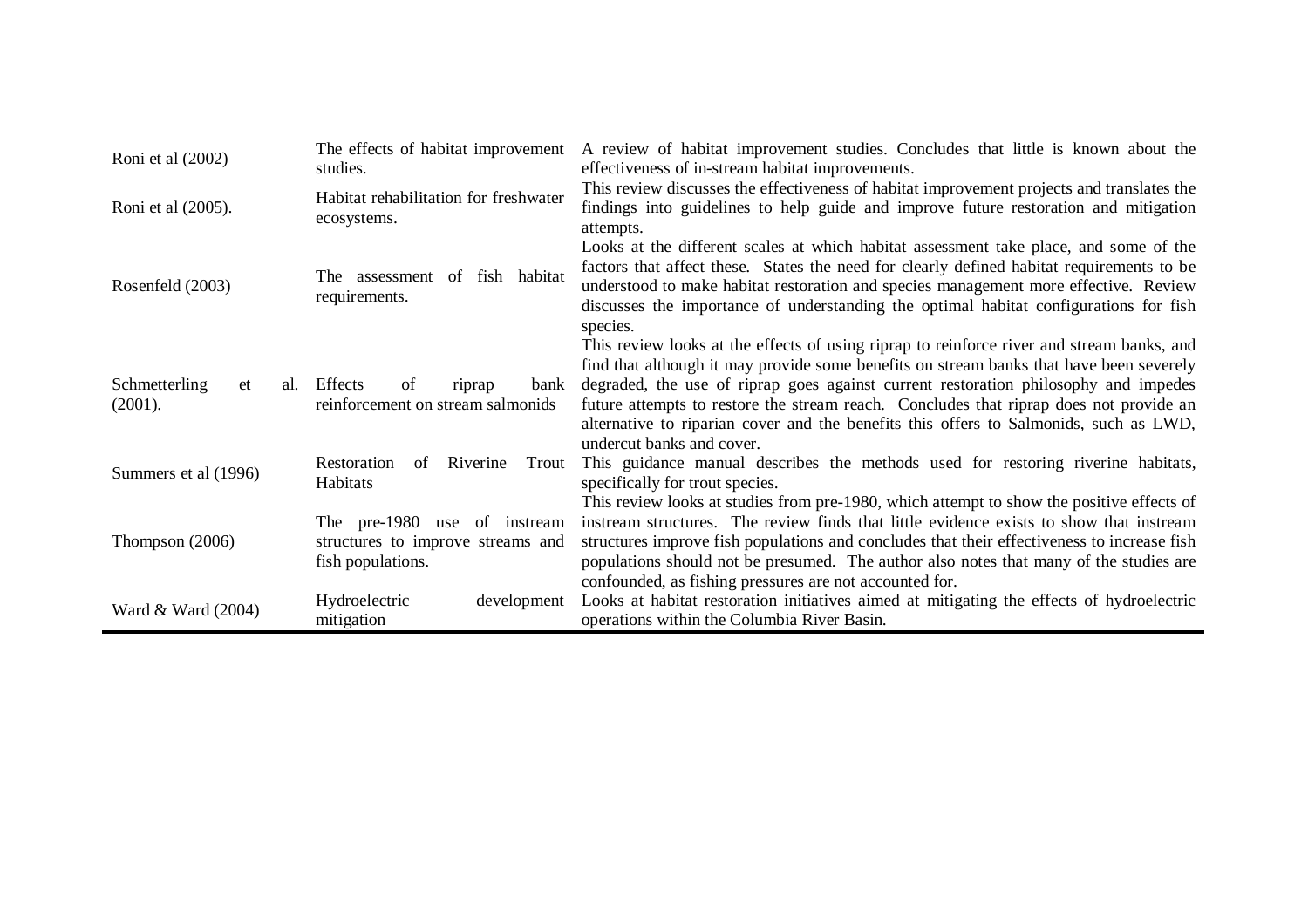| | | |
|---|---|---|
| Roni et al (2002) | The effects of habitat improvement studies. | A review of habitat improvement studies. Concludes that little is known about the effectiveness of in-stream habitat improvements. |
| Roni et al (2005). | Habitat rehabilitation for freshwater ecosystems. | This review discusses the effectiveness of habitat improvement projects and translates the findings into guidelines to help guide and improve future restoration and mitigation attempts. |
| Rosenfeld (2003) | The assessment of fish habitat requirements. | Looks at the different scales at which habitat assessment take place, and some of the factors that affect these. States the need for clearly defined habitat requirements to be understood to make habitat restoration and species management more effective. Review discusses the importance of understanding the optimal habitat configurations for fish species. |
| Schmetterling et al. (2001). | Effects of riprap bank reinforcement on stream salmonids | This review looks at the effects of using riprap to reinforce river and stream banks, and find that although it may provide some benefits on stream banks that have been severely degraded, the use of riprap goes against current restoration philosophy and impedes future attempts to restore the stream reach. Concludes that riprap does not provide an alternative to riparian cover and the benefits this offers to Salmonids, such as LWD, undercut banks and cover. |
| Summers et al (1996) | Restoration of Riverine Trout Habitats | This guidance manual describes the methods used for restoring riverine habitats, specifically for trout species. |
| Thompson (2006) | The pre-1980 use of instream structures to improve streams and fish populations. | This review looks at studies from pre-1980, which attempt to show the positive effects of instream structures. The review finds that little evidence exists to show that instream structures improve fish populations and concludes that their effectiveness to increase fish populations should not be presumed. The author also notes that many of the studies are confounded, as fishing pressures are not accounted for. |
| Ward & Ward (2004) | Hydroelectric development mitigation | Looks at habitat restoration initiatives aimed at mitigating the effects of hydroelectric operations within the Columbia River Basin. |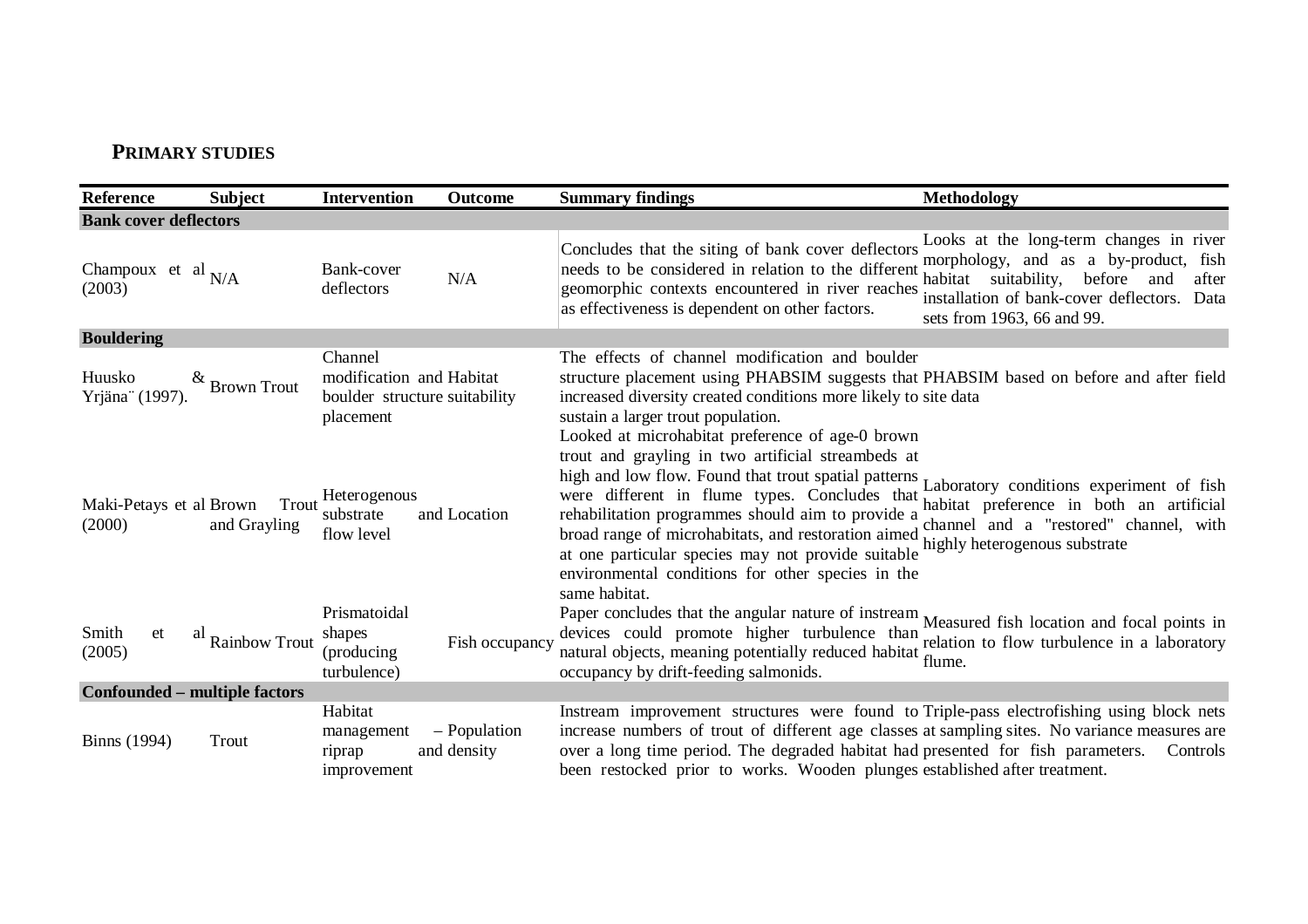## PRIMARY STUDIES

| Reference | Subject | Intervention | Outcome | Summary findings | Methodology |
|---|---|---|---|---|---|
| **Bank cover deflectors** | | | | | |
| Champoux et al (2003) | N/A | Bank-cover deflectors | N/A | Concludes that the siting of bank cover deflectors needs to be considered in relation to the different geomorphic contexts encountered in river reaches as effectiveness is dependent on other factors. | Looks at the long-term changes in river morphology, and as a by-product, fish habitat suitability, before and after installation of bank-cover deflectors. Data sets from 1963, 66 and 99. |
| **Bouldering** | | | | | |
| Huusko & Yrjänä¨ (1997). | Brown Trout | Channel modification and boulder structure placement | Habitat suitability | The effects of channel modification and boulder structure placement using PHABSIM suggests that increased diversity created conditions more likely to sustain a larger trout population. | PHABSIM based on before and after field site data |
| Maki-Petays et al (2000) | Brown Trout and Grayling | Heterogenous substrate and flow level | Location | Looked at microhabitat preference of age-0 brown trout and grayling in two artificial streambeds at high and low flow. Found that trout spatial patterns were different in flume types. Concludes that rehabilitation programmes should aim to provide a broad range of microhabitats, and restoration aimed at one particular species may not provide suitable environmental conditions for other species in the same habitat. | Laboratory conditions experiment of fish habitat preference in both an artificial channel and a "restored" channel, with highly heterogenous substrate |
| Smith et al (2005) | Rainbow Trout | Prismatoidal shapes (producing turbulence) | Fish occupancy | Paper concludes that the angular nature of instream devices could promote higher turbulence than natural objects, meaning potentially reduced habitat occupancy by drift-feeding salmonids. | Measured fish location and focal points in relation to flow turbulence in a laboratory flume. |
| **Confounded – multiple factors** | | | | | |
| Binns (1994) | Trout | Habitat management – riprap improvement | Population and density | Instream improvement structures were found to increase numbers of trout of different age classes over a long time period. The degraded habitat had been restocked prior to works. Wooden plunges | Triple-pass electrofishing using block nets at sampling sites. No variance measures are presented for fish parameters. Controls established after treatment. |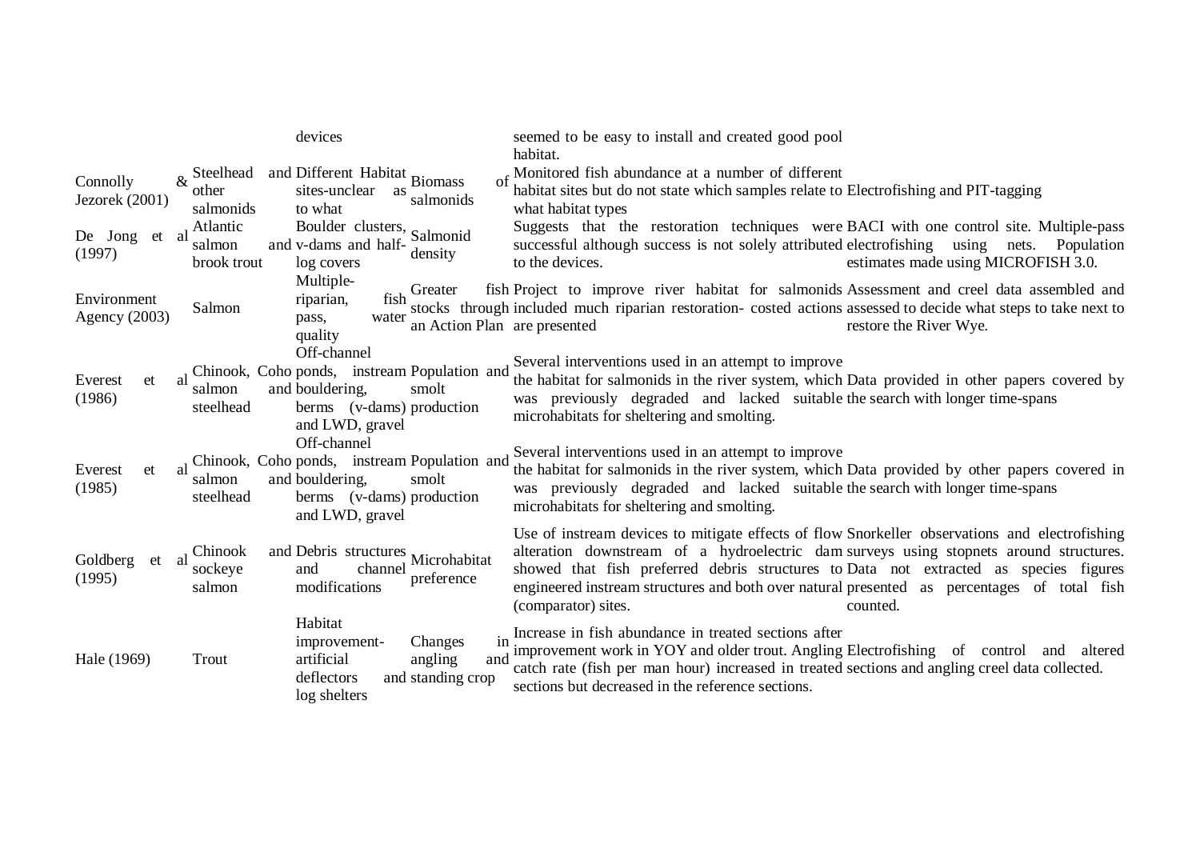| | | devices | | seemed to be easy to install and created good pool habitat. | |
|---|---|---|---|---|---|
| Connolly & Jezorek (2001) | Steelhead and other salmonids | Different Habitat sites-unclear as to what | Biomass of salmonids | Monitored fish abundance at a number of different habitat sites but do not state which samples relate to what habitat types | Electrofishing and PIT-tagging |
| De Jong et al (1997) | Atlantic salmon and brook trout | Boulder clusters, v-dams and half-log covers | Salmonid density | Suggests that the restoration techniques were successful although success is not solely attributed to the devices. | BACI with one control site. Multiple-pass electrofishing using nets. Population estimates made using MICROFISH 3.0. |
| Environment Agency (2003) | Salmon | Multiple-riparian, fish pass, water quality | Greater fish stocks through an Action Plan | Project to improve river habitat for salmonids included much riparian restoration- costed actions are presented | Assessment and creel data assembled and assessed to decide what steps to take next to restore the River Wye. |
| Everest et al (1986) | Chinook, Coho salmon and steelhead | Off-channel ponds, instream bouldering, berms (v-dams) and LWD, gravel | Population and smolt production | Several interventions used in an attempt to improve the habitat for salmonids in the river system, which was previously degraded and lacked suitable microhabitats for sheltering and smolting. | Data provided in other papers covered by the search with longer time-spans |
| Everest et al (1985) | Chinook, Coho salmon and steelhead | Off-channel ponds, instream bouldering, berms (v-dams) and LWD, gravel | Population and smolt production | Several interventions used in an attempt to improve the habitat for salmonids in the river system, which was previously degraded and lacked suitable microhabitats for sheltering and smolting. | Data provided by other papers covered in the search with longer time-spans |
| Goldberg et al (1995) | Chinook and sockeye salmon | Debris structures and channel modifications | Microhabitat preference | Use of instream devices to mitigate effects of flow alteration downstream of a hydroelectric dam showed that fish preferred debris structures to engineered instream structures and both over natural (comparator) sites. | Snorkeller observations and electrofishing surveys using stopnets around structures. Data not extracted as species figures presented as percentages of total fish counted. |
| Hale (1969) | Trout | Habitat improvement-artificial deflectors and log shelters | Changes in angling and standing crop | Increase in fish abundance in treated sections after improvement work in YOY and older trout. Angling catch rate (fish per man hour) increased in treated sections but decreased in the reference sections. | Electrofishing of control and altered sections and angling creel data collected. |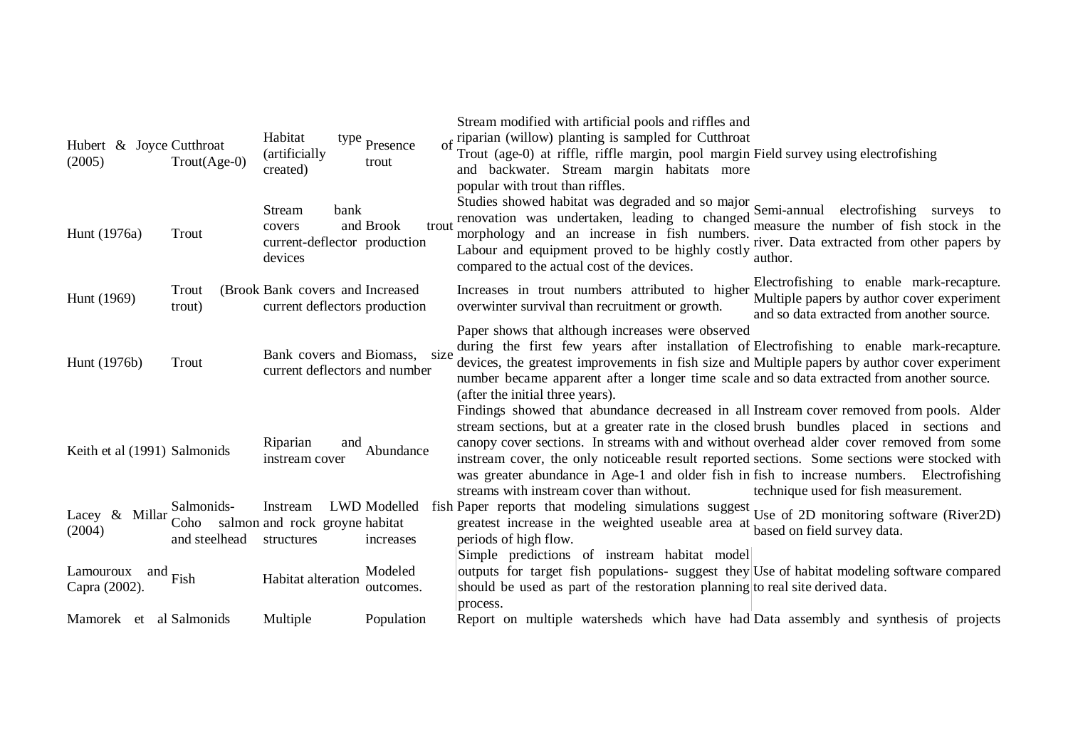| | | | | | |
|---|---|---|---|---|---|
| Hubert & Joyce (2005) | Cutthroat Trout(Age-0) | Habitat type (artificially created) | Presence of trout | Stream modified with artificial pools and riffles and riparian (willow) planting is sampled for Cutthroat Trout (age-0) at riffle, riffle margin, pool margin and backwater. Stream margin habitats more popular with trout than riffles. | Field survey using electrofishing |
| Hunt (1976a) | Trout | Stream bank covers and current-deflector devices | Brook trout production | Studies showed habitat was degraded and so major renovation was undertaken, leading to changed morphology and an increase in fish numbers. Labour and equipment proved to be highly costly compared to the actual cost of the devices. | Semi-annual electrofishing surveys to measure the number of fish stock in the river. Data extracted from other papers by author. |
| Hunt (1969) | Trout (Brook trout) | Bank covers and current deflectors | Increased production | Increases in trout numbers attributed to higher overwinter survival than recruitment or growth. | Electrofishing to enable mark-recapture. Multiple papers by author cover experiment and so data extracted from another source. |
| Hunt (1976b) | Trout | Bank covers and current deflectors | Biomass, size and number | Paper shows that although increases were observed during the first few years after installation of devices, the greatest improvements in fish size and number became apparent after a longer time scale (after the initial three years). | Electrofishing to enable mark-recapture. Multiple papers by author cover experiment and so data extracted from another source. |
| Keith et al (1991) | Salmonids | Riparian and instream cover | Abundance | Findings showed that abundance decreased in all stream sections, but at a greater rate in the closed canopy cover sections. In streams with and without instream cover, the only noticeable result reported was greater abundance in Age-1 and older fish in streams with instream cover than without. | Instream cover removed from pools. Alder brush bundles placed in sections and overhead alder cover removed from some sections. Some sections were stocked with fish to increase numbers. Electrofishing technique used for fish measurement. |
| Lacey & Millar (2004) | Salmonids- Coho salmon and steelhead | Instream LWD and rock groyne structures | Modelled fish habitat increases | Paper reports that modeling simulations suggest greatest increase in the weighted useable area at periods of high flow. | Use of 2D monitoring software (River2D) based on field survey data. |
| Lamouroux and Capra (2002). | Fish | Habitat alteration | Modeled outcomes. | Simple predictions of instream habitat model outputs for target fish populations- suggest they should be used as part of the restoration planning process. | Use of habitat modeling software compared to real site derived data. |
| Mamorek et al | Salmonids | Multiple | Population | Report on multiple watersheds which have had | Data assembly and synthesis of projects |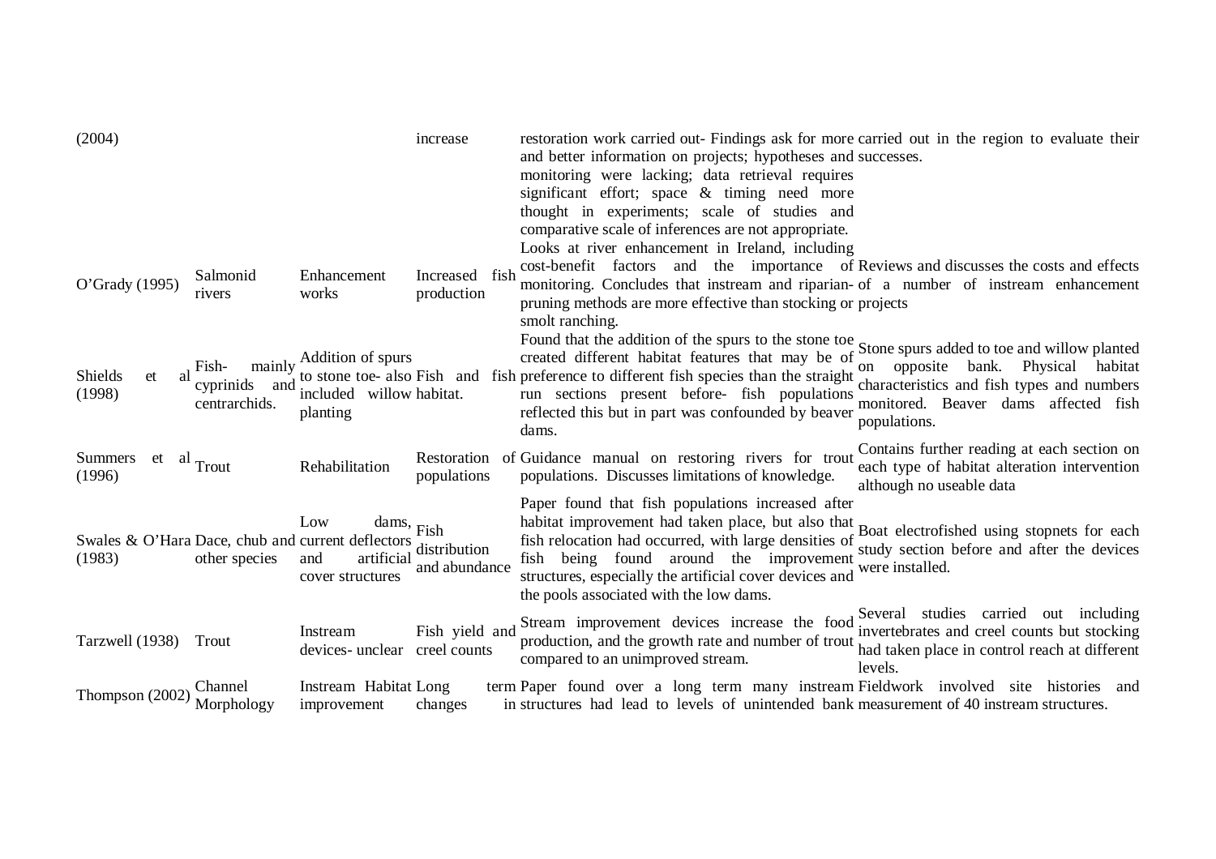| | | | | | |
|---|---|---|---|---|---|
| (2004) | | | increase | restoration work carried out- Findings ask for more and better information on projects; hypotheses and monitoring were lacking; data retrieval requires significant effort; space & timing need more thought in experiments; scale of studies and comparative scale of inferences are not appropriate. | carried out in the region to evaluate their successes. |
| O'Grady (1995) | Salmonid rivers | Enhancement works | Increased fish production | Looks at river enhancement in Ireland, including cost-benefit factors and the importance of monitoring. Concludes that instream and riparian-pruning methods are more effective than stocking or smolt ranching. | Reviews and discusses the costs and effects of a number of instream enhancement projects |
| Shields et al (1998) | Fish- mainly cyprinids and centrarchids. | Addition of spurs to stone toe- also included willow planting | Fish and fish habitat. | Found that the addition of the spurs to the stone toe created different habitat features that may be of preference to different fish species than the straight run sections present before- fish populations reflected this but in part was confounded by beaver dams. | Stone spurs added to toe and willow planted on opposite bank. Physical habitat characteristics and fish types and numbers monitored. Beaver dams affected fish populations. |
| Summers et al (1996) | Trout | Rehabilitation | Restoration of populations | Guidance manual on restoring rivers for trout populations. Discusses limitations of knowledge. | Contains further reading at each section on each type of habitat alteration intervention although no useable data |
| Swales & O'Hara (1983) | Dace, chub and other species | Low dams, current deflectors and artificial cover structures | Fish distribution and abundance | Paper found that fish populations increased after habitat improvement had taken place, but also that fish relocation had occurred, with large densities of fish being found around the improvement structures, especially the artificial cover devices and the pools associated with the low dams. | Boat electrofished using stopnets for each study section before and after the devices were installed. |
| Tarzwell (1938) | Trout | Instream devices- unclear | Fish yield and creel counts | Stream improvement devices increase the food production, and the growth rate and number of trout compared to an unimproved stream. | Several studies carried out including invertebrates and creel counts but stocking had taken place in control reach at different levels. |
| Thompson (2002) | Channel Morphology | Instream Habitat improvement | Long term changes in | Paper found over a long term many instream structures had lead to levels of unintended bank | Fieldwork involved site histories and measurement of 40 instream structures. |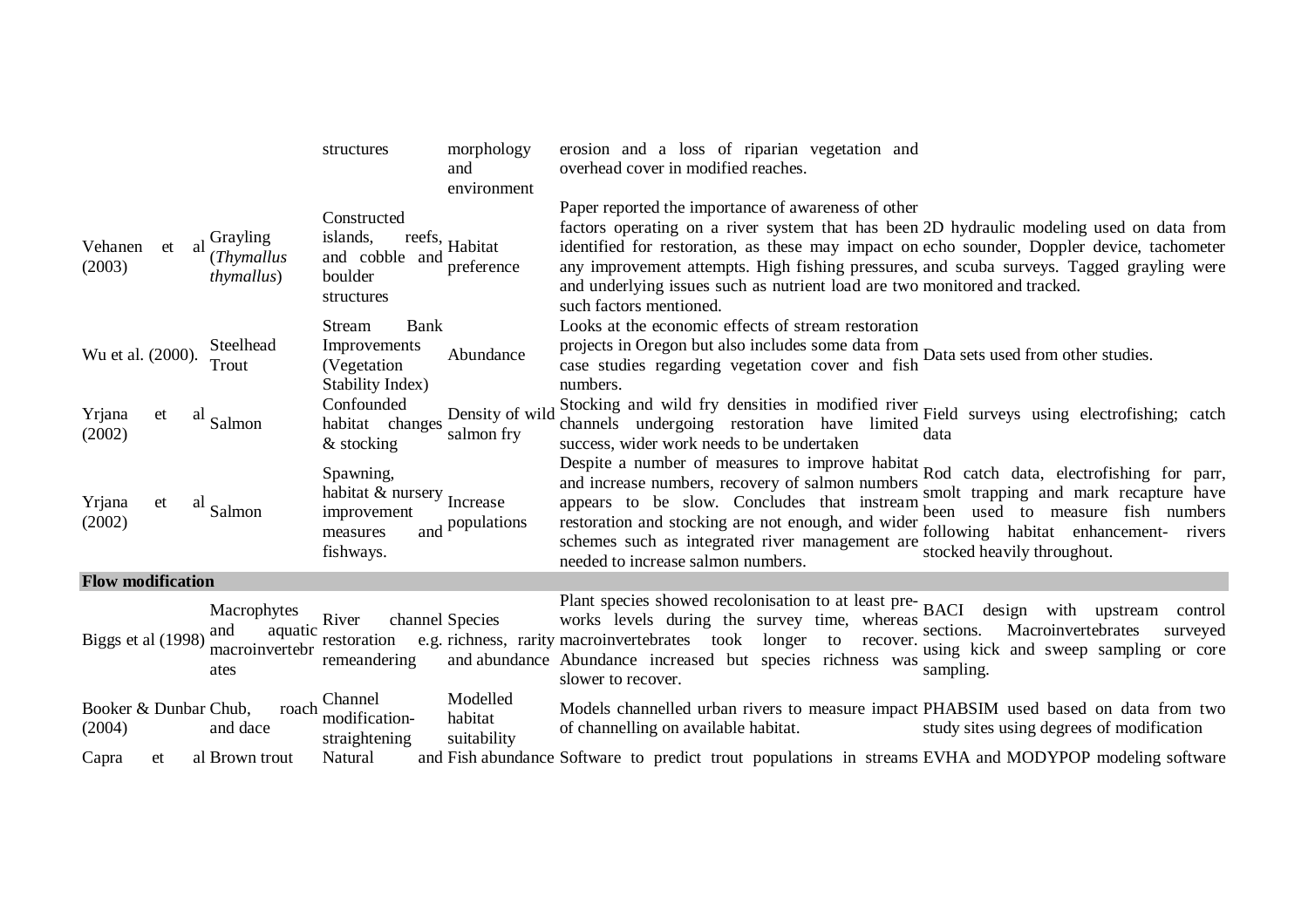|  |  | structures | morphology and environment | erosion and a loss of riparian vegetation and overhead cover in modified reaches. |  |
|---|---|---|---|---|---|
| Vehanen et al (2003) | Grayling (*Thymallus thymallus*) | Constructed islands, reefs, and cobble and boulder structures | Habitat preference | Paper reported the importance of awareness of other factors operating on a river system that has been identified for restoration, as these may impact on any improvement attempts. High fishing pressures, and underlying issues such as nutrient load are two such factors mentioned. | 2D hydraulic modeling used on data from echo sounder, Doppler device, tachometer and scuba surveys. Tagged grayling were monitored and tracked. |
| Wu et al. (2000). | Steelhead Trout | Stream Bank Improvements (Vegetation Stability Index) | Abundance | Looks at the economic effects of stream restoration projects in Oregon but also includes some data from case studies regarding vegetation cover and fish numbers. | Data sets used from other studies. |
| Yrjana et al (2002) | Salmon | Confounded habitat changes & stocking | Density of wild salmon fry | Stocking and wild fry densities in modified river channels undergoing restoration have limited success, wider work needs to be undertaken | Field surveys using electrofishing; catch data |
| Yrjana et al (2002) | Salmon | Spawning, habitat & nursery improvement measures and fishways. | Increase populations | Despite a number of measures to improve habitat and increase numbers, recovery of salmon numbers appears to be slow. Concludes that instream restoration and stocking are not enough, and wider schemes such as integrated river management are needed to increase salmon numbers. | Rod catch data, electrofishing for parr, smolt trapping and mark recapture have been used to measure fish numbers following habitat enhancement- rivers stocked heavily throughout. |
| **Flow modification** |  |  |  |  |  |
| Biggs et al (1998) | Macrophytes and aquatic macroinvertebrates | River channel restoration e.g. remeandering | Species richness, rarity and abundance | Plant species showed recolonisation to at least pre-works levels during the survey time, whereas macroinvertebrates took longer to recover. Abundance increased but species richness was slower to recover. | BACI design with upstream control sections. Macroinvertebrates surveyed using kick and sweep sampling or core sampling. |
| Booker & Dunbar (2004) | Chub, roach and dace | Channel modification-straightening | Modelled habitat suitability | Models channelled urban rivers to measure impact of channelling on available habitat. | PHABSIM used based on data from two study sites using degrees of modification |
| Capra et al | Brown trout | Natural and | Fish abundance | Software to predict trout populations in streams | EVHA and MODYPOP modeling software |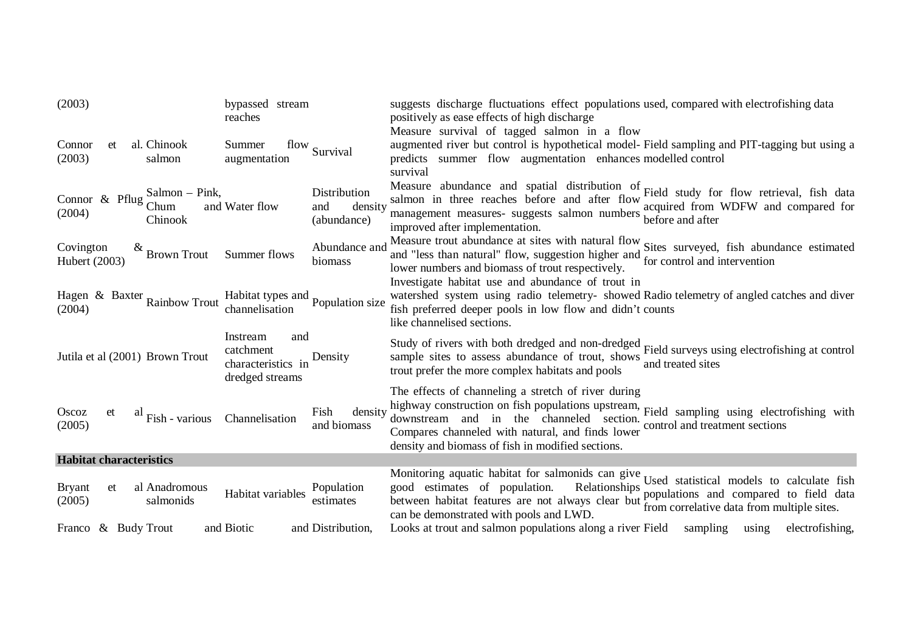| | | | | | |
|---|---|---|---|---|---|
| (2003) | | bypassed stream reaches | | suggests discharge fluctuations effect populations positively as ease effects of high discharge | used, compared with electrofishing data |
| Connor et al. (2003) | Chinook salmon | Summer flow augmentation | Survival | Measure survival of tagged salmon in a flow augmented river but control is hypothetical model- predicts summer flow augmentation enhances survival | Field sampling and PIT-tagging but using a modelled control |
| Connor & Pflug (2004) | Salmon – Pink, Chum and Chinook | Water flow | Distribution and density (abundance) | Measure abundance and spatial distribution of salmon in three reaches before and after flow management measures- suggests salmon numbers improved after implementation. | Field study for flow retrieval, fish data acquired from WDFW and compared for before and after |
| Covington & Hubert (2003) | Brown Trout | Summer flows | Abundance and biomass | Measure trout abundance at sites with natural flow and "less than natural" flow, suggestion higher and lower numbers and biomass of trout respectively. | Sites surveyed, fish abundance estimated for control and intervention |
| Hagen & Baxter (2004) | Rainbow Trout | Habitat types and channelisation | Population size | Investigate habitat use and abundance of trout in watershed system using radio telemetry- showed fish preferred deeper pools in low flow and didn't like channelised sections. | Radio telemetry of angled catches and diver counts |
| Jutila et al (2001) | Brown Trout | Instream and catchment characteristics in dredged streams | Density | Study of rivers with both dredged and non-dredged sample sites to assess abundance of trout, shows trout prefer the more complex habitats and pools | Field surveys using electrofishing at control and treated sites |
| Oscoz et al (2005) | Fish - various | Channelisation | Fish density and biomass | The effects of channeling a stretch of river during highway construction on fish populations upstream, downstream and in the channeled section. Compares channeled with natural, and finds lower density and biomass of fish in modified sections. | Field sampling using electrofishing with control and treatment sections |
| **Habitat characteristics** | | | | | |
| Bryant et al (2005) | Anadromous salmonids | Habitat variables | Population estimates | Monitoring aquatic habitat for salmonids can give good estimates of population. Relationships between habitat features are not always clear but can be demonstrated with pools and LWD. | Used statistical models to calculate fish populations and compared to field data from correlative data from multiple sites. |
| Franco & Budy | Trout and | Biotic and | Distribution, | Looks at trout and salmon populations along a river | Field sampling using electrofishing, |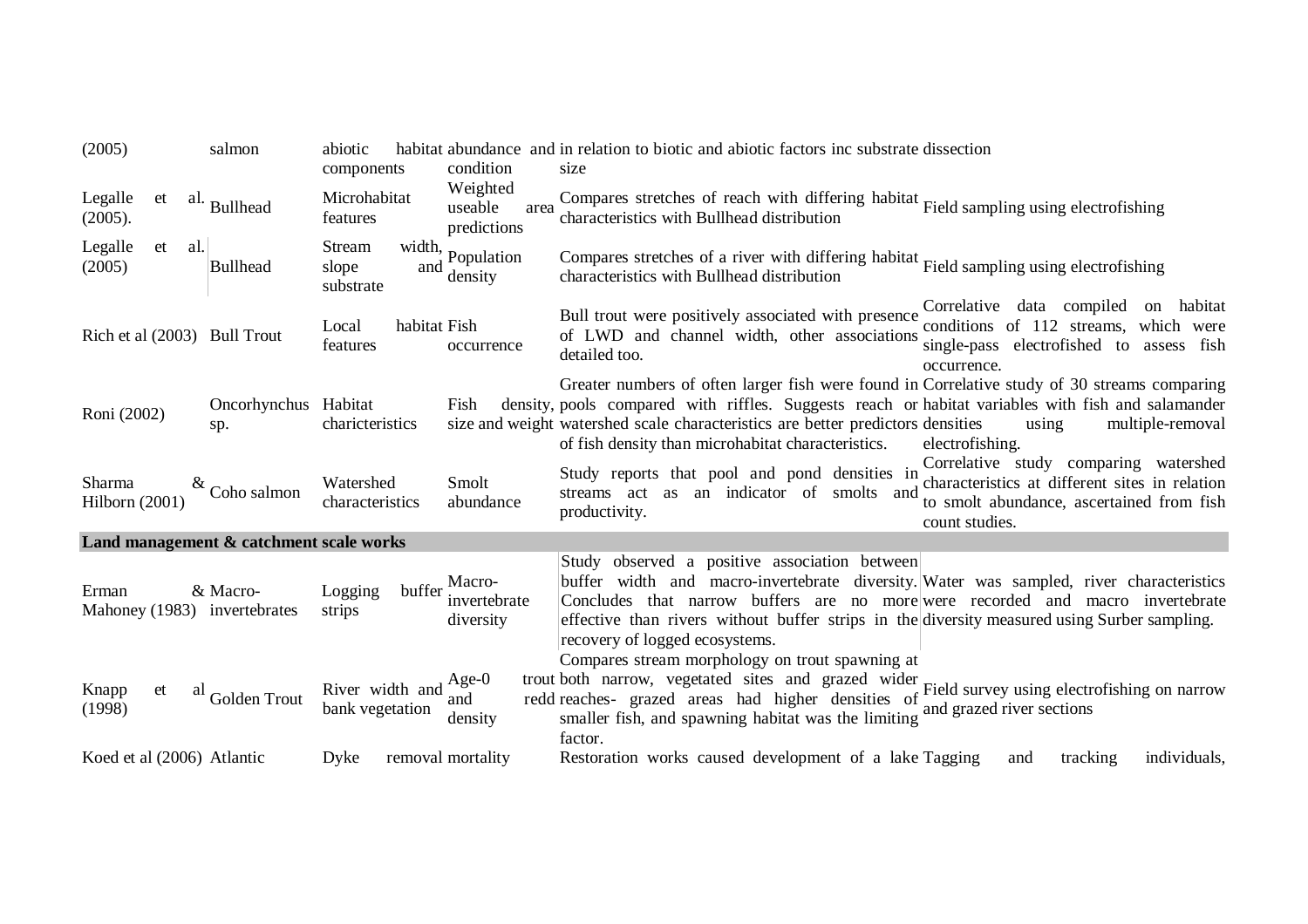| | | | | | |
|---|---|---|---|---|---|
| (2005) | salmon | abiotic habitat components | abundance and condition | in relation to biotic and abiotic factors inc substrate size | dissection |
| Legalle et al. (2005). | Bullhead | Microhabitat features | Weighted useable area predictions | Compares stretches of reach with differing habitat characteristics with Bullhead distribution | Field sampling using electrofishing |
| Legalle et al. (2005) | Bullhead | Stream width, slope and substrate | Population density | Compares stretches of a river with differing habitat characteristics with Bullhead distribution | Field sampling using electrofishing |
| Rich et al (2003) | Bull Trout | Local habitat features | Fish occurrence | Bull trout were positively associated with presence of LWD and channel width, other associations detailed too. | Correlative data compiled on habitat conditions of 112 streams, which were single-pass electrofished to assess fish occurrence. |
| Roni (2002) | Oncorhynchus sp. | Habitat charicteristics | Fish density, size and weight | Greater numbers of often larger fish were found in pools compared with riffles. Suggests reach or watershed scale characteristics are better predictors of fish density than microhabitat characteristics. | Correlative study of 30 streams comparing habitat variables with fish and salamander densities using multiple-removal electrofishing. |
| Sharma & Hilborn (2001) | Coho salmon | Watershed characteristics | Smolt abundance | Study reports that pool and pond densities in streams act as an indicator of smolts and productivity. | Correlative study comparing watershed characteristics at different sites in relation to smolt abundance, ascertained from fish count studies. |
| **Land management & catchment scale works** | | | | | |
| Erman & Mahoney (1983) | Macro-invertebrates | Logging buffer strips | Macro-invertebrate diversity | Study observed a positive association between buffer width and macro-invertebrate diversity. Concludes that narrow buffers are no more effective than rivers without buffer strips in the recovery of logged ecosystems. | Water was sampled, river characteristics were recorded and macro invertebrate diversity measured using Surber sampling. |
| Knapp et al (1998) | Golden Trout | River width and bank vegetation | Age-0 trout and redd density | Compares stream morphology on trout spawning at both narrow, vegetated sites and grazed wider reaches- grazed areas had higher densities of smaller fish, and spawning habitat was the limiting factor. | Field survey using electrofishing on narrow and grazed river sections |
| Koed et al (2006) | Atlantic | Dyke removal | mortality | Restoration works caused development of a lake | Tagging and tracking individuals, |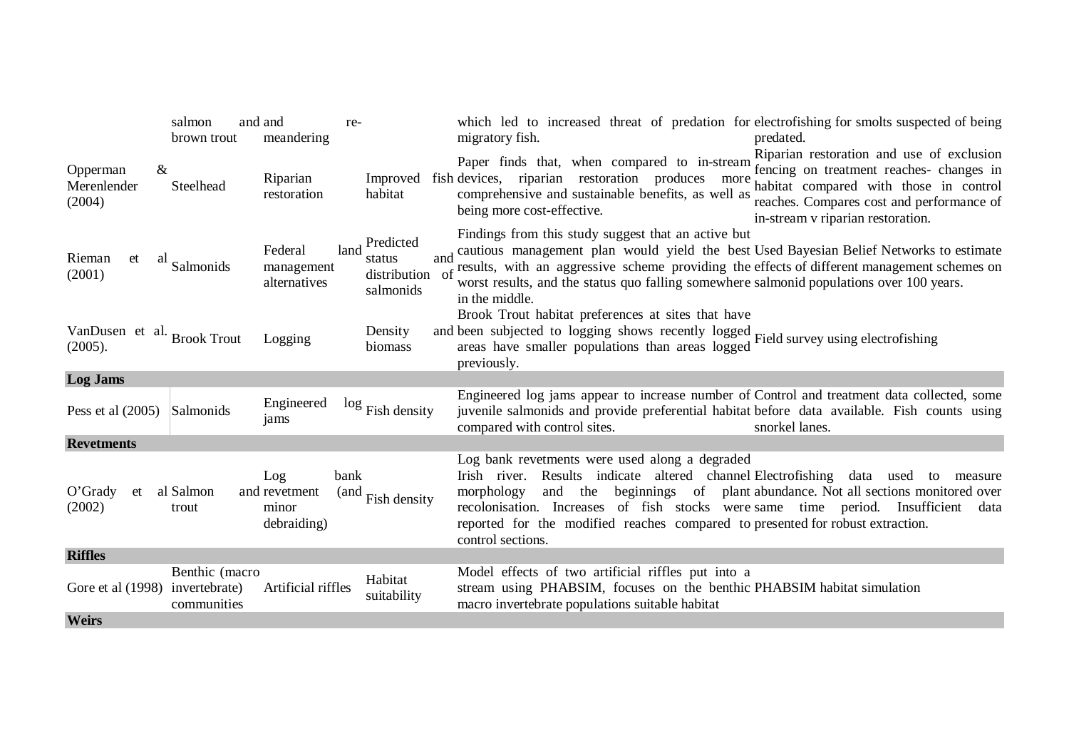| | | | | | |
|---|---|---|---|---|---|
| | salmon and brown trout | and re-meandering | | which led to increased threat of predation for migratory fish. | electrofishing for smolts suspected of being predated. |
| Opperman & Merenlender (2004) | Steelhead | Riparian restoration | Improved fish habitat | Paper finds that, when compared to in-stream devices, riparian restoration produces more comprehensive and sustainable benefits, as well as being more cost-effective. | Riparian restoration and use of exclusion fencing on treatment reaches- changes in habitat compared with those in control reaches. Compares cost and performance of in-stream v riparian restoration. |
| Rieman et al (2001) | Salmonids | Federal land management alternatives | Predicted status and distribution of salmonids | Findings from this study suggest that an active but cautious management plan would yield the best results, with an aggressive scheme providing the worst results, and the status quo falling somewhere in the middle. | Used Bayesian Belief Networks to estimate effects of different management schemes on salmonid populations over 100 years. |
| VanDusen et al. (2005). | Brook Trout | Logging | Density and biomass | Brook Trout habitat preferences at sites that have been subjected to logging shows recently logged areas have smaller populations than areas logged previously. | Field survey using electrofishing |
| **Log Jams** | | | | | |
| Pess et al (2005) | Salmonids | Engineered log jams | Fish density | Engineered log jams appear to increase number of juvenile salmonids and provide preferential habitat compared with control sites. | Control and treatment data collected, some before data available. Fish counts using snorkel lanes. |
| **Revetments** | | | | | |
| O'Grady et al (2002) | Salmon and trout | Log bank revetment (and minor debraiding) | Fish density | Log bank revetments were used along a degraded Irish river. Results indicate altered channel morphology and the beginnings of plant recolonisation. Increases of fish stocks were reported for the modified reaches compared to control sections. | Electrofishing data used to measure abundance. Not all sections monitored over same time period. Insufficient data presented for robust extraction. |
| **Riffles** | | | | | |
| Gore et al (1998) | Benthic (macro invertebrate) communities | Artificial riffles | Habitat suitability | Model effects of two artificial riffles put into a stream using PHABSIM, focuses on the benthic macro invertebrate populations suitable habitat | PHABSIM habitat simulation |
| **Weirs** | | | | | |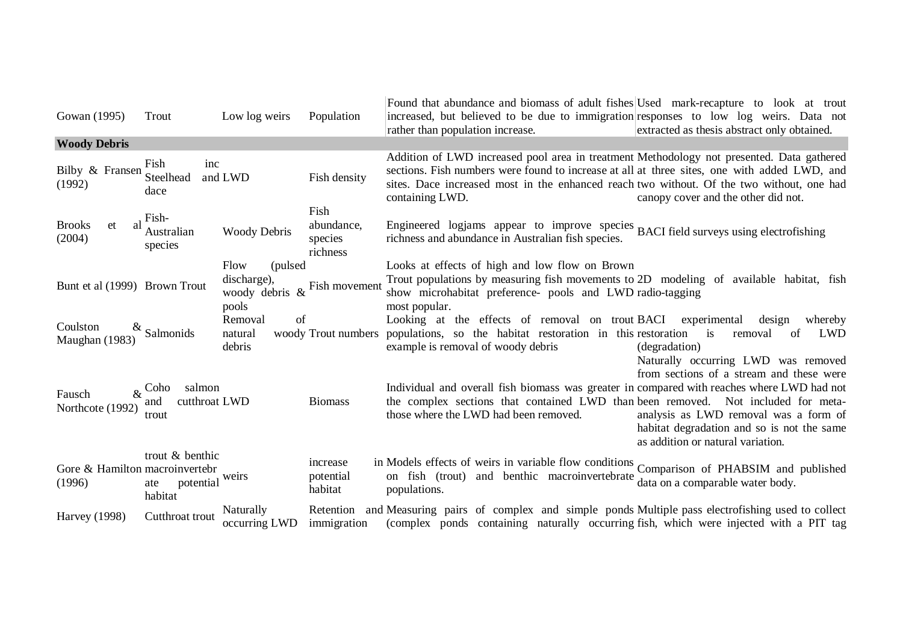| | | | | | |
|---|---|---|---|---|---|
| Gowan (1995) | Trout | Low log weirs | Population | Found that abundance and biomass of adult fishes increased, but believed to be due to immigration rather than population increase. | Used mark-recapture to look at trout responses to low log weirs. Data not extracted as thesis abstract only obtained. |
| **Woody Debris** | | | | | |
| Bilby & Fransen (1992) | Fish inc Steelhead and dace | LWD | Fish density | Addition of LWD increased pool area in treatment sections. Fish numbers were found to increase at all sites. Dace increased most in the enhanced reach containing LWD. | Methodology not presented. Data gathered at three sites, one with added LWD, and two without. Of the two without, one had canopy cover and the other did not. |
| Brooks et al (2004) | Fish- Australian species | Woody Debris | Fish abundance, species richness | Engineered logjams appear to improve species richness and abundance in Australian fish species. | BACI field surveys using electrofishing |
| Bunt et al (1999) | Brown Trout | Flow (pulsed discharge), woody debris & pools | Fish movement | Looks at effects of high and low flow on Brown Trout populations by measuring fish movements to show microhabitat preference- pools and LWD most popular. | 2D modeling of available habitat, fish radio-tagging |
| Coulston & Maughan (1983) | Salmonids | Removal of natural woody debris | Trout numbers | Looking at the effects of removal on trout populations, so the habitat restoration in this example is removal of woody debris | BACI experimental design whereby restoration is removal of LWD (degradation) |
| Fausch & Northcote (1992) | Coho salmon and cutthroat trout | LWD | Biomass | Individual and overall fish biomass was greater in the complex sections that contained LWD than those where the LWD had been removed. | Naturally occurring LWD was removed from sections of a stream and these were compared with reaches where LWD had not been removed. Not included for meta-analysis as LWD removal was a form of habitat degradation and so is not the same as addition or natural variation. |
| Gore & Hamilton (1996) | trout & benthic macroinvertebrate potential habitat | weirs | increase in potential habitat | Models effects of weirs in variable flow conditions on fish (trout) and benthic macroinvertebrate populations. | Comparison of PHABSIM and published data on a comparable water body. |
| Harvey (1998) | Cutthroat trout | Naturally occurring LWD | Retention and immigration | Measuring pairs of complex and simple ponds (complex ponds containing naturally occurring | Multiple pass electrofishing used to collect fish, which were injected with a PIT tag |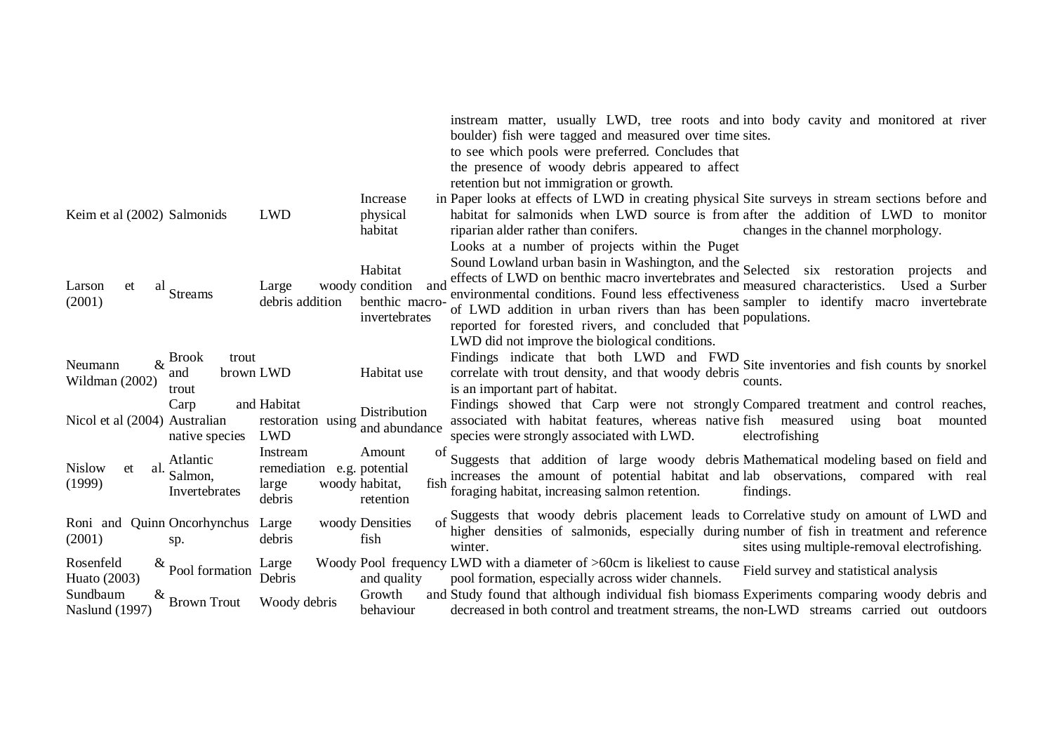| | | | | | |
|---|---|---|---|---|---|
| | | | | instream matter, usually LWD, tree roots and boulder) fish were tagged and measured over time to see which pools were preferred. Concludes that the presence of woody debris appeared to affect retention but not immigration or growth. | into body cavity and monitored at river sites. |
| Keim et al (2002) | Salmonids | LWD | Increase in physical habitat | Paper looks at effects of LWD in creating physical habitat for salmonids when LWD source is from riparian alder rather than conifers. | Site surveys in stream sections before and after the addition of LWD to monitor changes in the channel morphology. |
| Larson et al (2001) | Streams | Large woody debris addition | Habitat condition and benthic macro-invertebrates | Looks at a number of projects within the Puget Sound Lowland urban basin in Washington, and the effects of LWD on benthic macro invertebrates and environmental conditions. Found less effectiveness of LWD addition in urban rivers than has been reported for forested rivers, and concluded that LWD did not improve the biological conditions. | Selected six restoration projects and measured characteristics. Used a Surber sampler to identify macro invertebrate populations. |
| Neumann & Wildman (2002) | Brook trout and brown trout | LWD | Habitat use | Findings indicate that both LWD and FWD correlate with trout density, and that woody debris is an important part of habitat. | Site inventories and fish counts by snorkel counts. |
| Nicol et al (2004) | Carp and Australian native species | Habitat restoration using LWD | Distribution and abundance | Findings showed that Carp were not strongly associated with habitat features, whereas native species were strongly associated with LWD. | Compared treatment and control reaches, fish measured using boat mounted electrofishing |
| Nislow et al. (1999) | Atlantic Salmon, Invertebrates | Instream remediation e.g. large woody debris | Amount of potential habitat, fish retention | Suggests that addition of large woody debris increases the amount of potential habitat and foraging habitat, increasing salmon retention. | Mathematical modeling based on field and lab observations, compared with real findings. |
| Roni and Quinn (2001) | Oncorhynchus sp. | Large woody debris | Densities of fish | Suggests that woody debris placement leads to higher densities of salmonids, especially during winter. | Correlative study on amount of LWD and number of fish in treatment and reference sites using multiple-removal electrofishing. |
| Rosenfeld & Huato (2003) | Pool formation | Large Woody Debris | Pool frequency and quality | LWD with a diameter of >60cm is likeliest to cause pool formation, especially across wider channels. | Field survey and statistical analysis |
| Sundbaum & Naslund (1997) | Brown Trout | Woody debris | Growth and behaviour | Study found that although individual fish biomass decreased in both control and treatment streams, the | Experiments comparing woody debris and non-LWD streams carried out outdoors |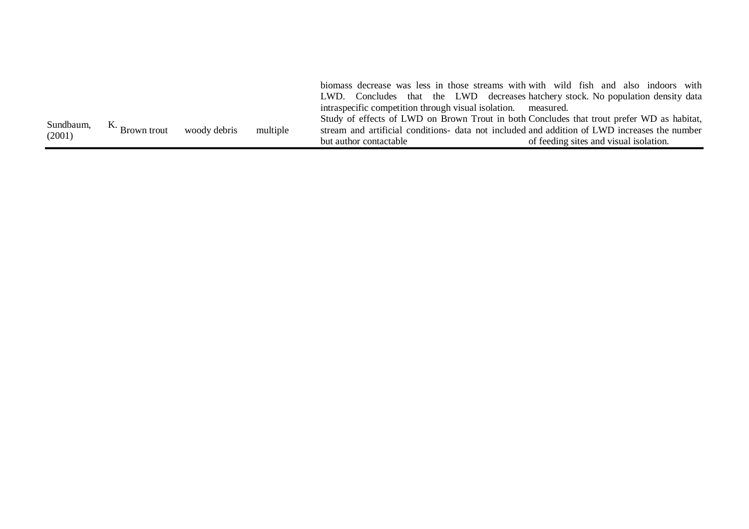| | | | | | |
|---|---|---|---|---|---|
| | | | | biomass decrease was less in those streams with LWD. Concludes that the LWD decreases intraspecific competition through visual isolation. | with wild fish and also indoors with hatchery stock. No population density data measured. |
| Sundbaum, K. (2001) | Brown trout | woody debris | multiple | Study of effects of LWD on Brown Trout in both stream and artificial conditions- data not included but author contactable | Concludes that trout prefer WD as habitat, and addition of LWD increases the number of feeding sites and visual isolation. |